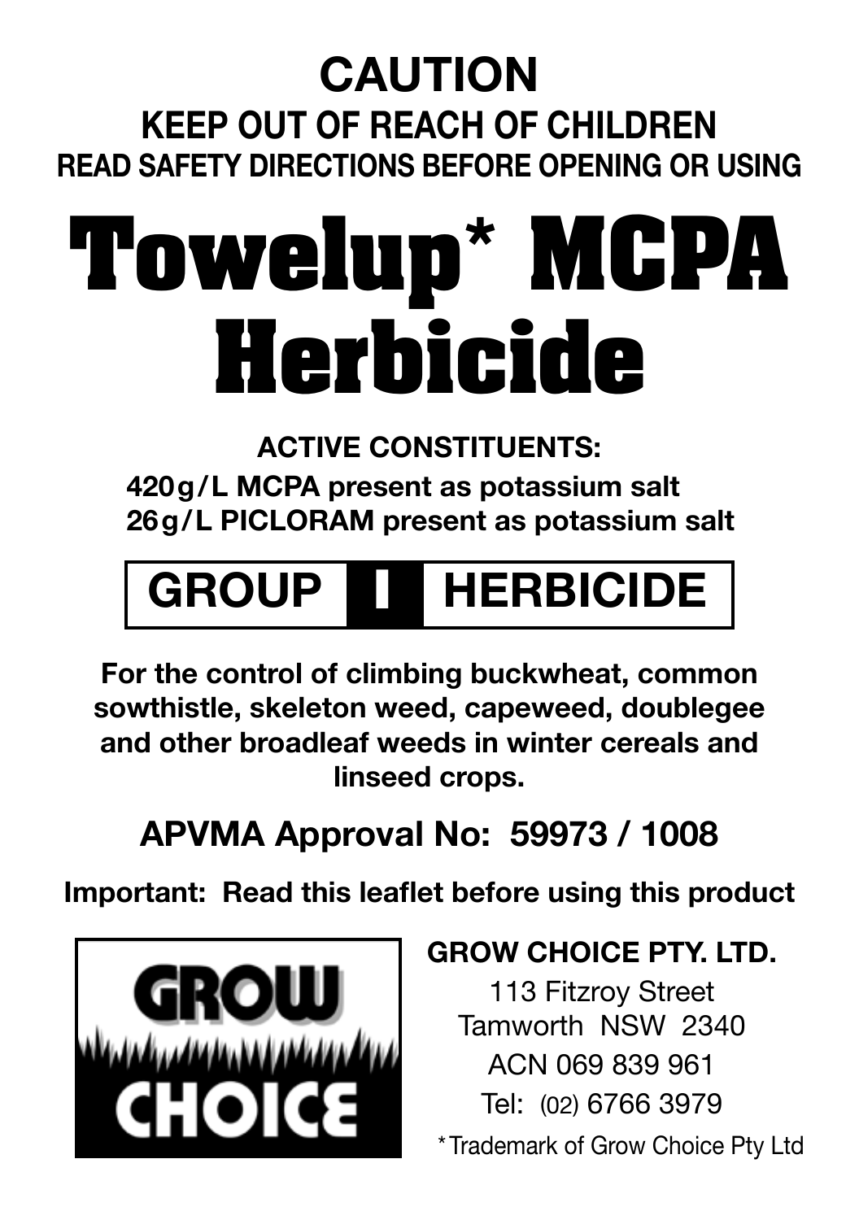# CAUTION

## KEEP OUT OF REACH OF CHILDREN

### READ SAFETY DIRECTIONS BEFORE OPENING OR USING

# Towelup* MCPA Herbicide

**ACTIVE CONSTITUENTS:**

**420 g/L MCPA present as potassium salt**
**26 g/L PICLORAM present as potassium salt**

## GROUP I HERBICIDE

**For the control of climbing buckwheat, common sowthistle, skeleton weed, capeweed, doublegee and other broadleaf weeds in winter cereals and linseed crops.**

## APVMA Approval No: 59973 / 1008

**Important: Read this leaflet before using this product**

GROW CHOICE

**GROW CHOICE PTY. LTD.**

113 Fitzroy Street
Tamworth NSW 2340
ACN 069 839 961
Tel: (02) 6766 3979

*Trademark of Grow Choice Pty Ltd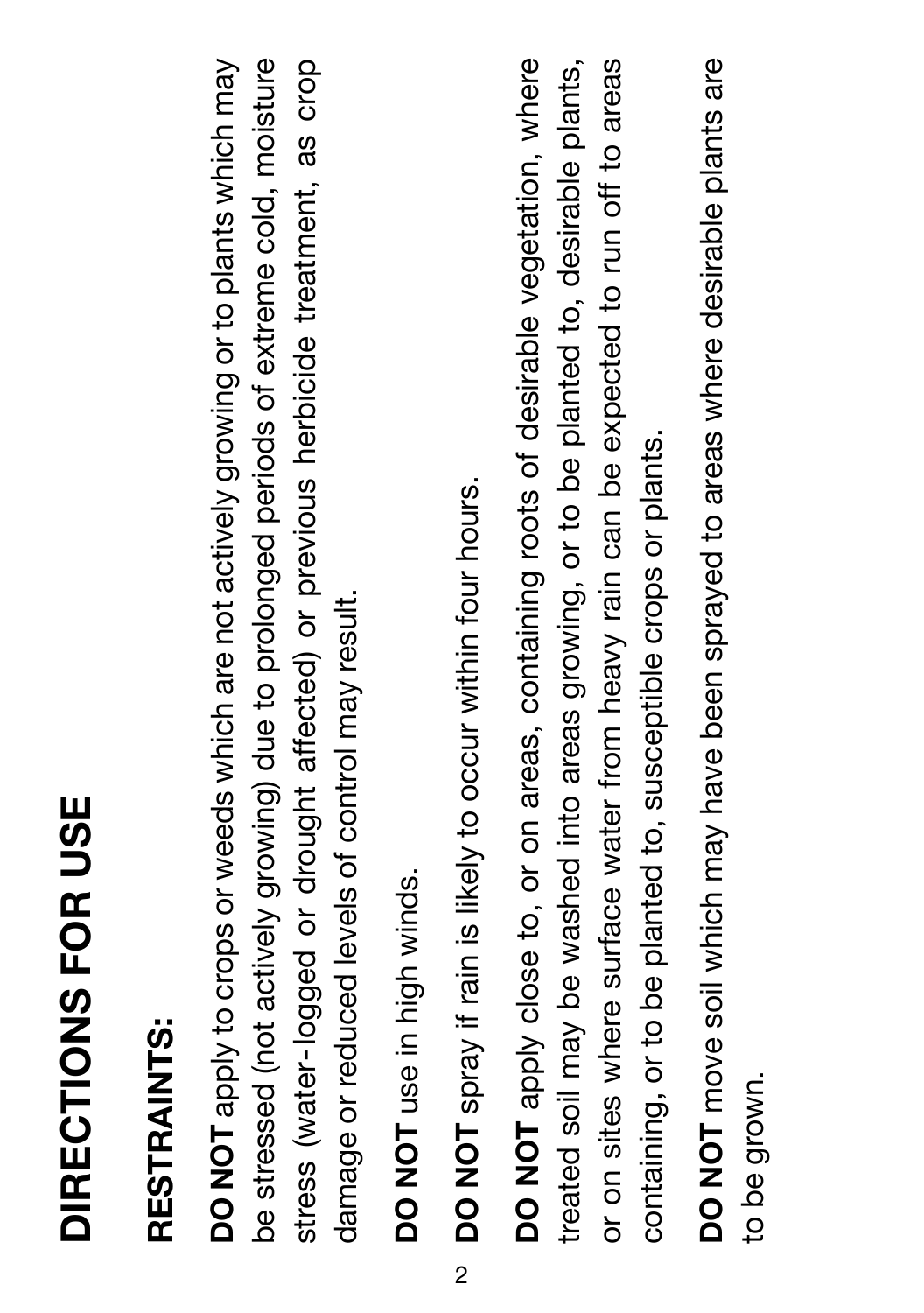# DIRECTIONS FOR USE

## RESTRAINTS:

**DO NOT** apply to crops or weeds which are not actively growing or to plants which may be stressed (not actively growing) due to prolonged periods of extreme cold, moisture stress (water-logged or drought affected) or previous herbicide treatment, as crop damage or reduced levels of control may result.

**DO NOT** use in high winds.

**DO NOT** spray if rain is likely to occur within four hours.

**DO NOT** apply close to, or on areas, containing roots of desirable vegetation, where treated soil may be washed into areas growing, or to be planted to, desirable plants, or on sites where surface water from heavy rain can be expected to run off to areas containing, or to be planted to, susceptible crops or plants.

**DO NOT** move soil which may have been sprayed to areas where desirable plants are to be grown.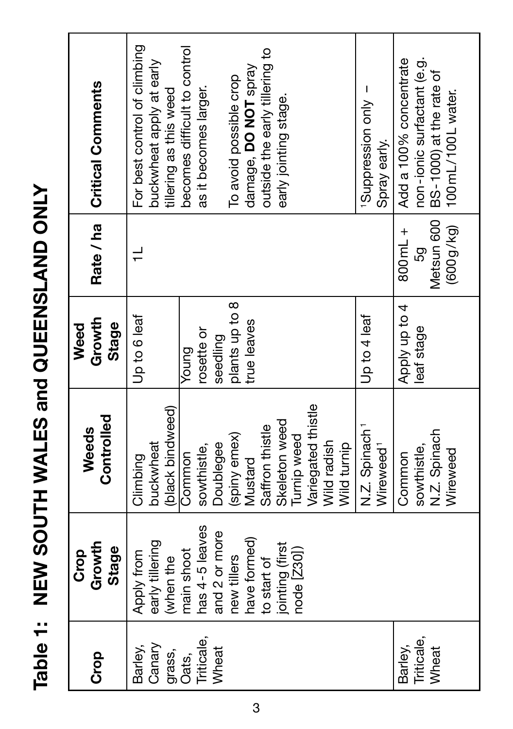# Table 1: NEW SOUTH WALES and QUEENSLAND ONLY

| Crop | Crop Growth Stage | Weeds Controlled | Weed Growth Stage | Rate / ha | Critical Comments |
|---|---|---|---|---|---|
| Barley, Canary grass, Oats, Triticale, Wheat | Apply from early tillering (when the main shoot has 4-5 leaves and 2 or more new tillers have formed) to start of jointing (first node [Z30]) | Climbing buckwheat (black bindweed) | Up to 6 leaf | 1L | For best control of climbing buckwheat apply at early tillering as this weed becomes difficult to control as it becomes larger. To avoid possible crop damage, **DO NOT** spray outside the early tillering to early jointing stage. |
| | | Common sowthistle, Doublegee (spiny emex) Mustard Saffron thistle Skeleton weed Turnip weed Variegated thistle Wild radish Wild turnip | Young rosette or seedling plants up to 8 true leaves | | |
| | | N.Z. Spinach[1] Wireweed[1] | Up to 4 leaf | | [1]Suppression only – Spray early. |
| Barley, Triticale, Wheat | | Common sowthistle, N.Z. Spinach Wireweed | Apply up to 4 leaf stage | 800 mL + 5g Metsun 600 (600 g/kg) | Add a 100% concentrate non-ionic surfactant (e.g. BS-1000) at the rate of 100 mL/100L water. |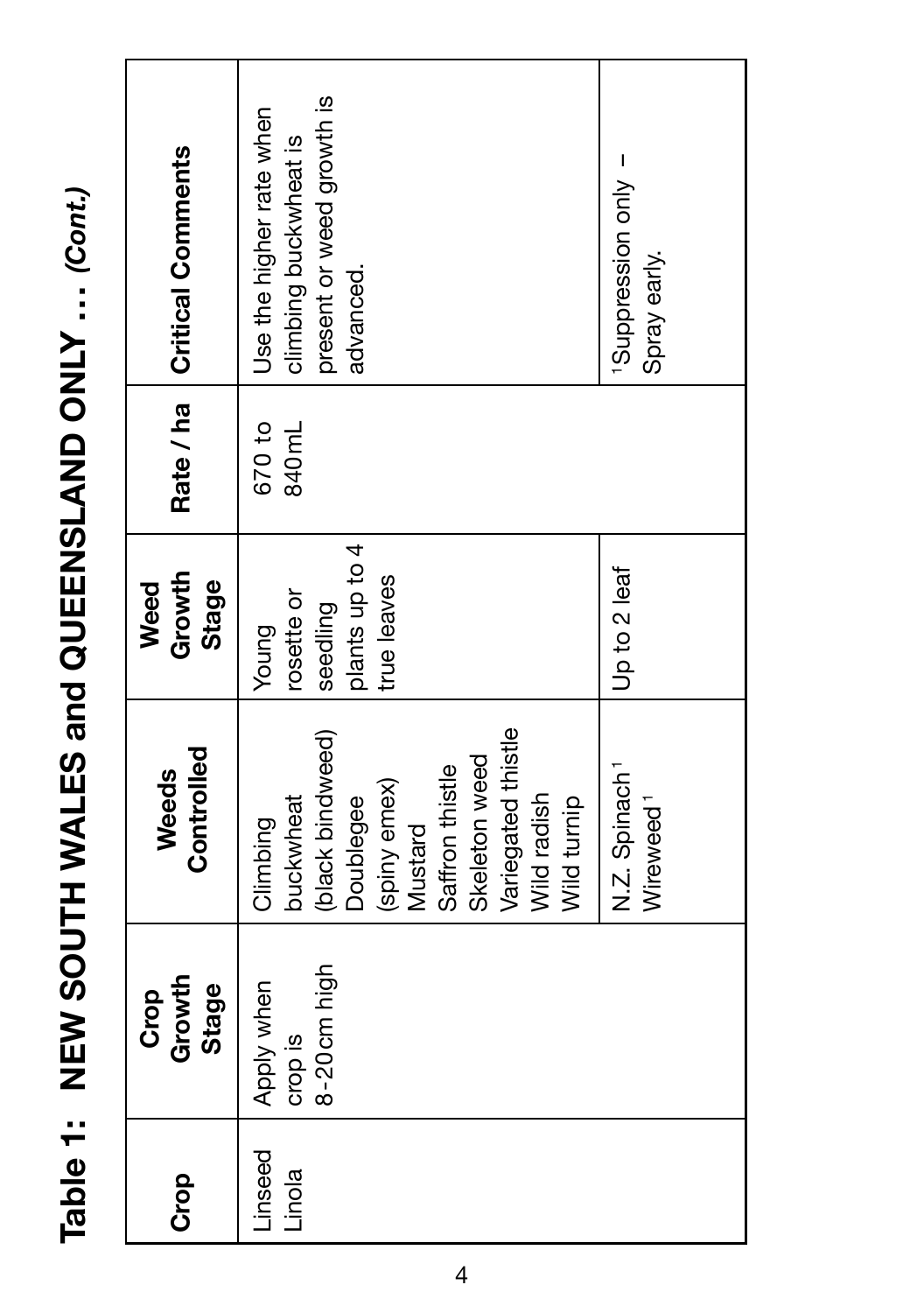# Table 1: NEW SOUTH WALES and QUEENSLAND ONLY … *(Cont.)*

| Crop | Crop Growth Stage | Weeds Controlled | Weed Growth Stage | Rate / ha | Critical Comments |
|---|---|---|---|---|---|
| Linseed<br>Linola | Apply when crop is 8-20cm high | Climbing buckwheat (black bindweed)<br>Doublegee (spiny emex)<br>Mustard<br>Saffron thistle<br>Skeleton weed<br>Variegated thistle<br>Wild radish<br>Wild turnip | Young rosette or seedling plants up to 4 true leaves | 670 to 840mL | Use the higher rate when climbing buckwheat is present or weed growth is advanced. |
| | | N.Z. Spinach[1]<br>Wireweed[1] | Up to 2 leaf | | [1]Suppression only – Spray early. |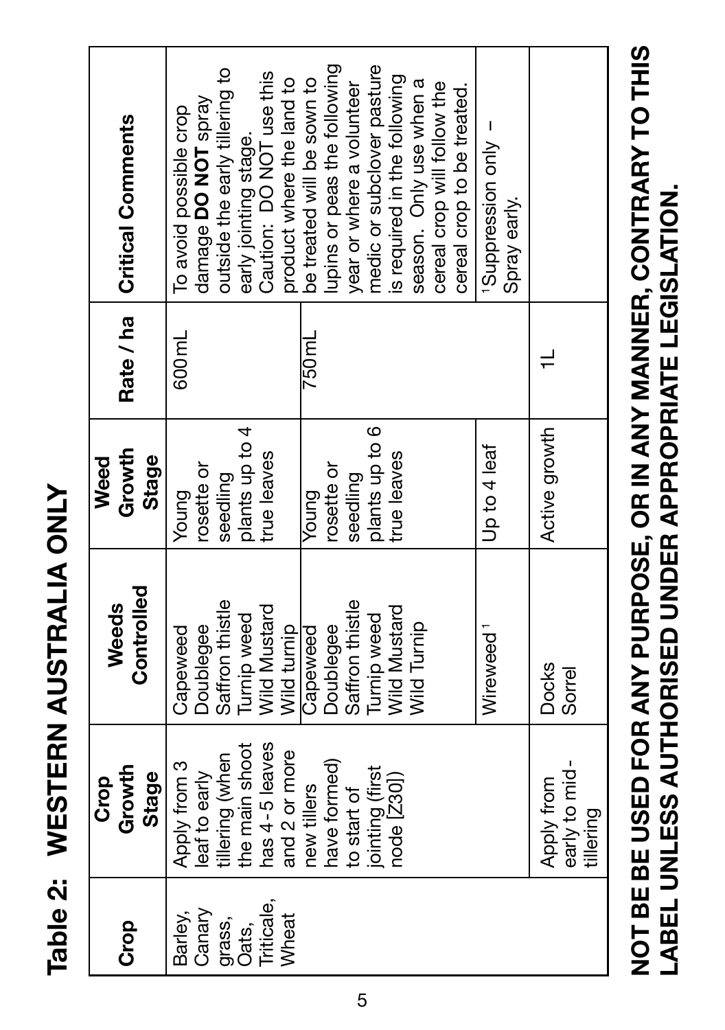## Table 2: WESTERN AUSTRALIA ONLY

| Crop | Crop Growth Stage | Weeds Controlled | Weed Growth Stage | Rate / ha | Critical Comments |
|---|---|---|---|---|---|
| Barley, Canary grass, Oats, Triticale, Wheat | Apply from 3 leaf to early tillering (when the main shoot has 4-5 leaves and 2 or more new tillers have formed) to start of jointing (first node [Z30]) | Capeweed, Doublegee, Saffron thistle, Turnip weed, Wild Mustard, Wild turnip | Young rosette or seedling plants up to 4 true leaves | 600mL | To avoid possible crop damage **DO NOT** spray outside the early tillering to early jointing stage. Caution: DO NOT use this product where the land to be treated will be sown to lupins or peas the following year or where a volunteer medic or subclover pasture is required in the following season. Only use when a cereal crop will follow the cereal crop to be treated. |
| | | Capeweed, Doublegee, Saffron thistle, Turnip weed, Wild Mustard, Wild Turnip | Young rosette or seedling plants up to 6 true leaves | 750mL | |
| | | Wireweed[1] | Up to 4 leaf | | [1]Suppression only – Spray early. |
| | Apply from early to mid-tillering | Docks, Sorrel | Active growth | 1L | |

**NOT BE BE USED FOR ANY PURPOSE, OR IN ANY MANNER, CONTRARY TO THIS LABEL UNLESS AUTHORISED UNDER APPROPRIATE LEGISLATION.**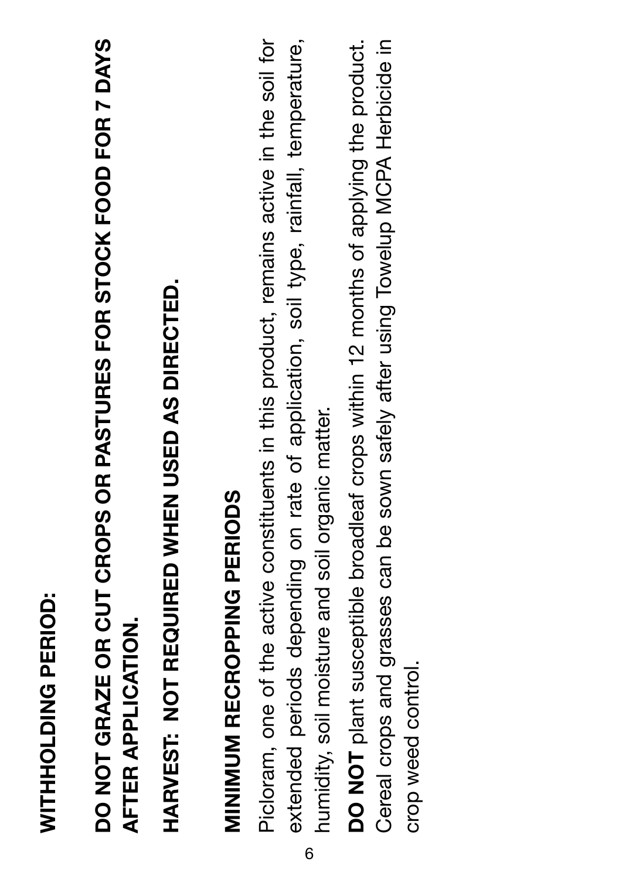## WITHHOLDING PERIOD:

**DO NOT GRAZE OR CUT CROPS OR PASTURES FOR STOCK FOOD FOR 7 DAYS AFTER APPLICATION.**

**HARVEST: NOT REQUIRED WHEN USED AS DIRECTED.**

## MINIMUM RECROPPING PERIODS

Picloram, one of the active constituents in this product, remains active in the soil for extended periods depending on rate of application, soil type, rainfall, temperature, humidity, soil moisture and soil organic matter.

**DO NOT** plant susceptible broadleaf crops within 12 months of applying the product. Cereal crops and grasses can be sown safely after using Towelup MCPA Herbicide in crop weed control.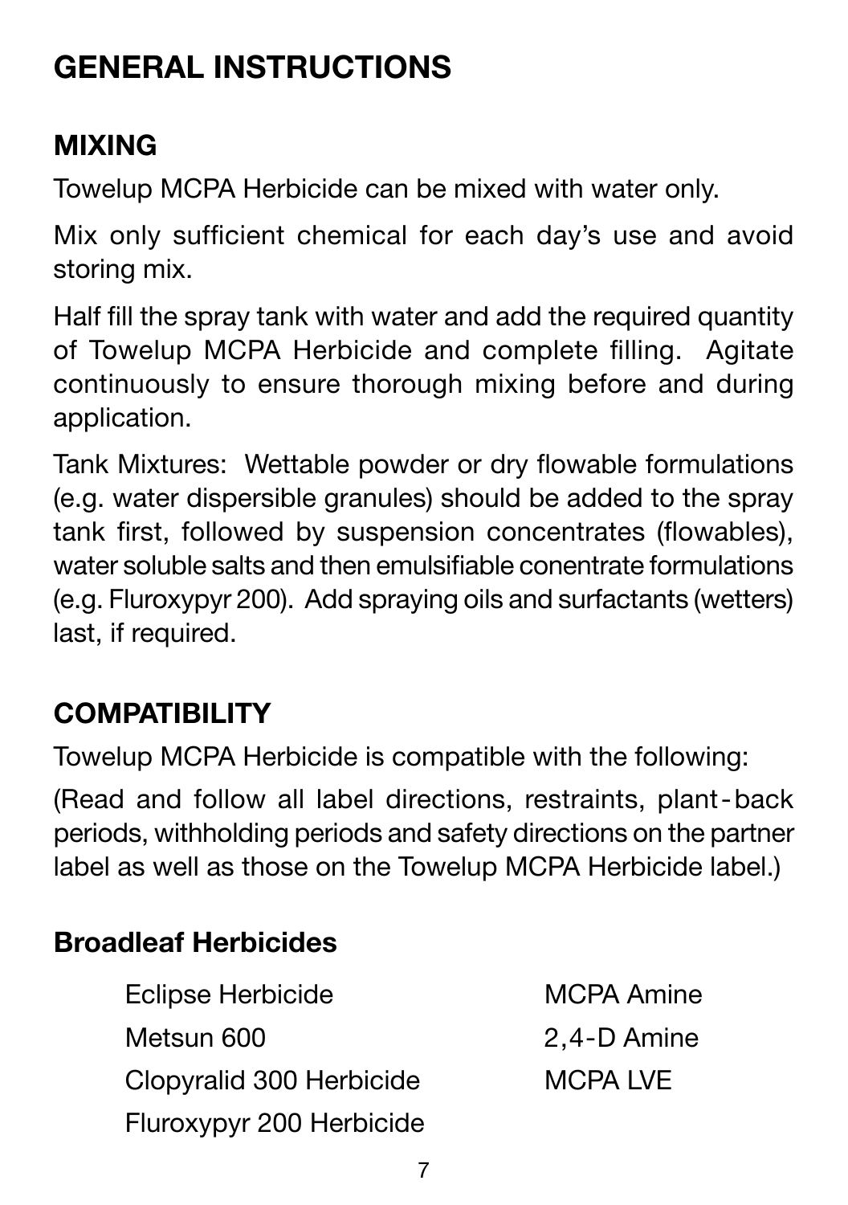# GENERAL INSTRUCTIONS

## MIXING

Towelup MCPA Herbicide can be mixed with water only.

Mix only sufficient chemical for each day's use and avoid storing mix.

Half fill the spray tank with water and add the required quantity of Towelup MCPA Herbicide and complete filling. Agitate continuously to ensure thorough mixing before and during application.

Tank Mixtures: Wettable powder or dry flowable formulations (e.g. water dispersible granules) should be added to the spray tank first, followed by suspension concentrates (flowables), water soluble salts and then emulsifiable conentrate formulations (e.g. Fluroxypyr 200). Add spraying oils and surfactants (wetters) last, if required.

## COMPATIBILITY

Towelup MCPA Herbicide is compatible with the following:

(Read and follow all label directions, restraints, plant-back periods, withholding periods and safety directions on the partner label as well as those on the Towelup MCPA Herbicide label.)

### Broadleaf Herbicides

- Eclipse Herbicide
- Metsun 600
- Clopyralid 300 Herbicide
- Fluroxypyr 200 Herbicide
- MCPA Amine
- 2,4-D Amine
- MCPA LVE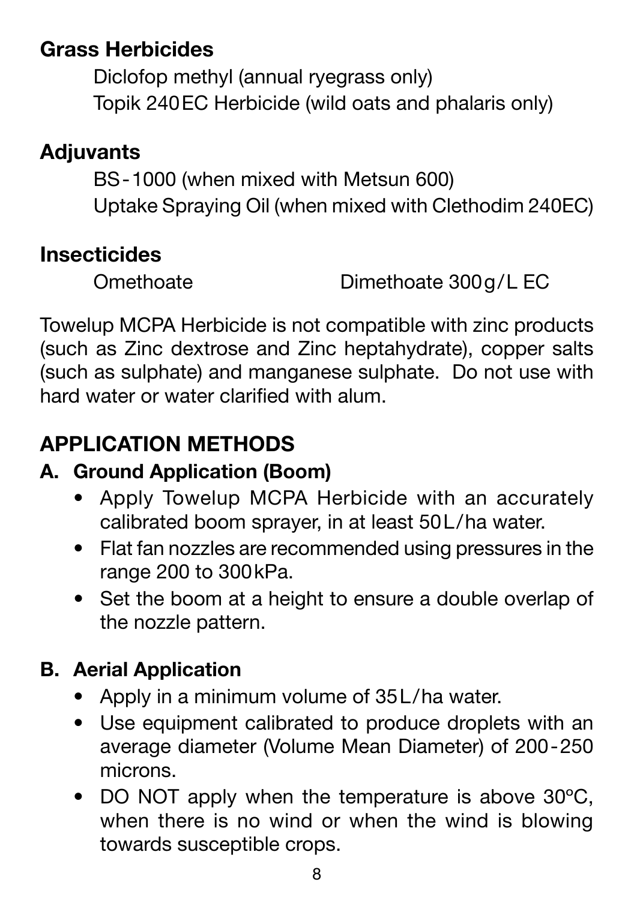**Grass Herbicides**

Diclofop methyl (annual ryegrass only)
Topik 240EC Herbicide (wild oats and phalaris only)

**Adjuvants**

BS-1000 (when mixed with Metsun 600)
Uptake Spraying Oil (when mixed with Clethodim 240EC)

**Insecticides**

Omethoate
Dimethoate 300g/L EC

Towelup MCPA Herbicide is not compatible with zinc products (such as Zinc dextrose and Zinc heptahydrate), copper salts (such as sulphate) and manganese sulphate. Do not use with hard water or water clarified with alum.

## APPLICATION METHODS

### A. Ground Application (Boom)

- Apply Towelup MCPA Herbicide with an accurately calibrated boom sprayer, in at least 50L/ha water.
- Flat fan nozzles are recommended using pressures in the range 200 to 300kPa.
- Set the boom at a height to ensure a double overlap of the nozzle pattern.

### B. Aerial Application

- Apply in a minimum volume of 35L/ha water.
- Use equipment calibrated to produce droplets with an average diameter (Volume Mean Diameter) of 200-250 microns.
- DO NOT apply when the temperature is above 30ºC, when there is no wind or when the wind is blowing towards susceptible crops.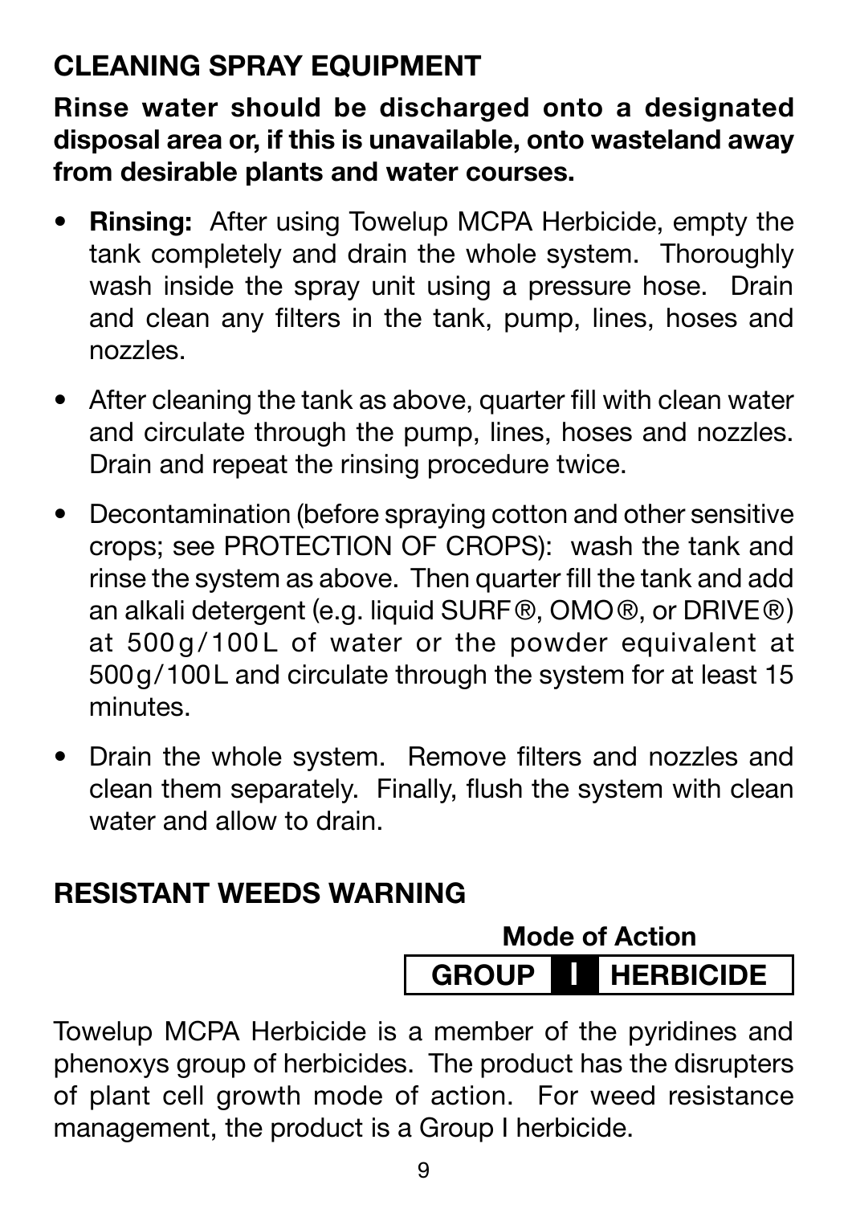## CLEANING SPRAY EQUIPMENT

**Rinse water should be discharged onto a designated disposal area or, if this is unavailable, onto wasteland away from desirable plants and water courses.**

- **Rinsing:** After using Towelup MCPA Herbicide, empty the tank completely and drain the whole system. Thoroughly wash inside the spray unit using a pressure hose. Drain and clean any filters in the tank, pump, lines, hoses and nozzles.
- After cleaning the tank as above, quarter fill with clean water and circulate through the pump, lines, hoses and nozzles. Drain and repeat the rinsing procedure twice.
- Decontamination (before spraying cotton and other sensitive crops; see PROTECTION OF CROPS): wash the tank and rinse the system as above. Then quarter fill the tank and add an alkali detergent (e.g. liquid SURF®, OMO®, or DRIVE®) at 500g/100L of water or the powder equivalent at 500g/100L and circulate through the system for at least 15 minutes.
- Drain the whole system. Remove filters and nozzles and clean them separately. Finally, flush the system with clean water and allow to drain.

## RESISTANT WEEDS WARNING

**Mode of Action**

**GROUP I HERBICIDE**

Towelup MCPA Herbicide is a member of the pyridines and phenoxys group of herbicides. The product has the disrupters of plant cell growth mode of action. For weed resistance management, the product is a Group I herbicide.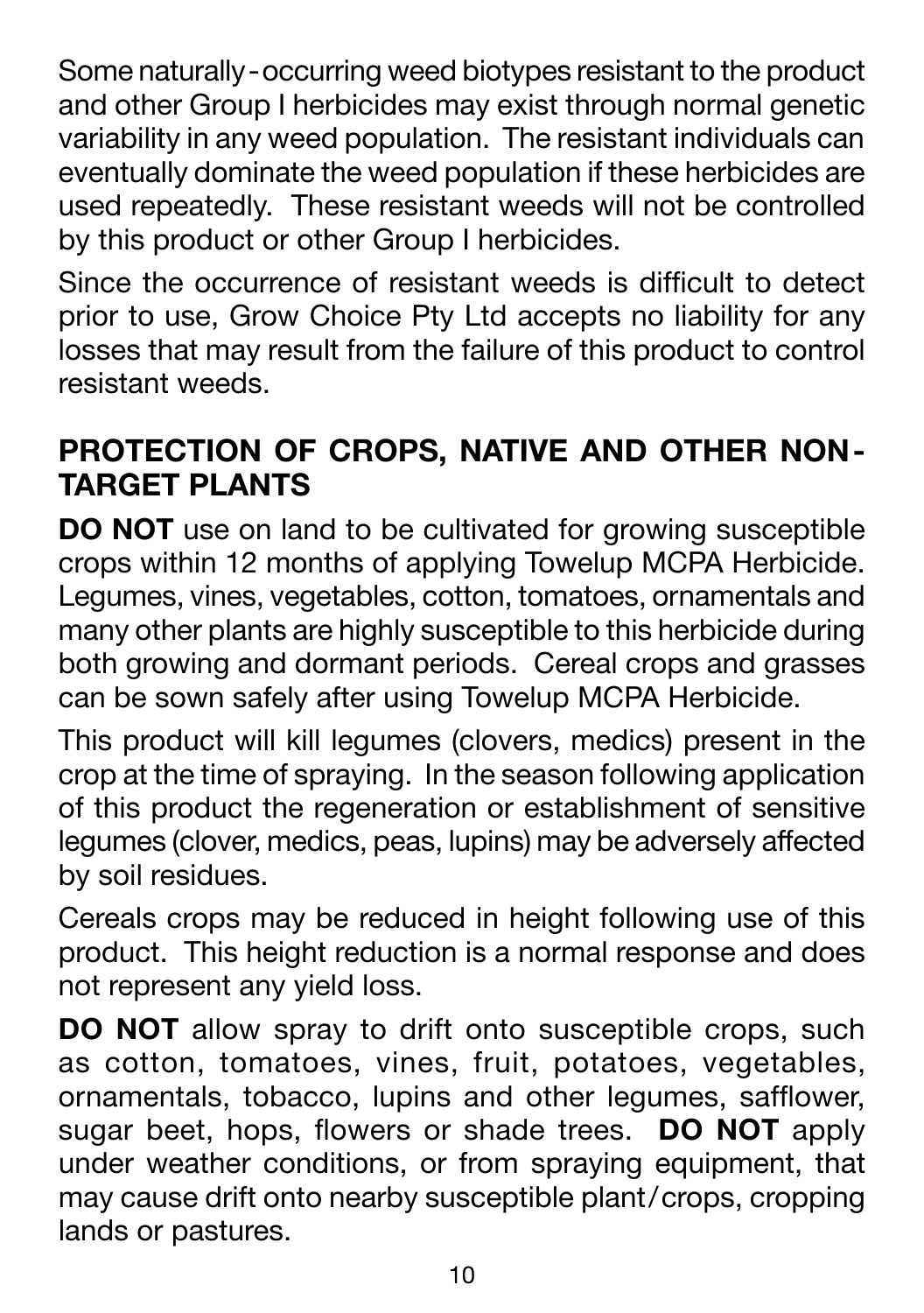Some naturally-occurring weed biotypes resistant to the product and other Group I herbicides may exist through normal genetic variability in any weed population. The resistant individuals can eventually dominate the weed population if these herbicides are used repeatedly. These resistant weeds will not be controlled by this product or other Group I herbicides.

Since the occurrence of resistant weeds is difficult to detect prior to use, Grow Choice Pty Ltd accepts no liability for any losses that may result from the failure of this product to control resistant weeds.

## PROTECTION OF CROPS, NATIVE AND OTHER NON-TARGET PLANTS

**DO NOT** use on land to be cultivated for growing susceptible crops within 12 months of applying Towelup MCPA Herbicide. Legumes, vines, vegetables, cotton, tomatoes, ornamentals and many other plants are highly susceptible to this herbicide during both growing and dormant periods. Cereal crops and grasses can be sown safely after using Towelup MCPA Herbicide.

This product will kill legumes (clovers, medics) present in the crop at the time of spraying. In the season following application of this product the regeneration or establishment of sensitive legumes (clover, medics, peas, lupins) may be adversely affected by soil residues.

Cereals crops may be reduced in height following use of this product. This height reduction is a normal response and does not represent any yield loss.

**DO NOT** allow spray to drift onto susceptible crops, such as cotton, tomatoes, vines, fruit, potatoes, vegetables, ornamentals, tobacco, lupins and other legumes, safflower, sugar beet, hops, flowers or shade trees. **DO NOT** apply under weather conditions, or from spraying equipment, that may cause drift onto nearby susceptible plant/crops, cropping lands or pastures.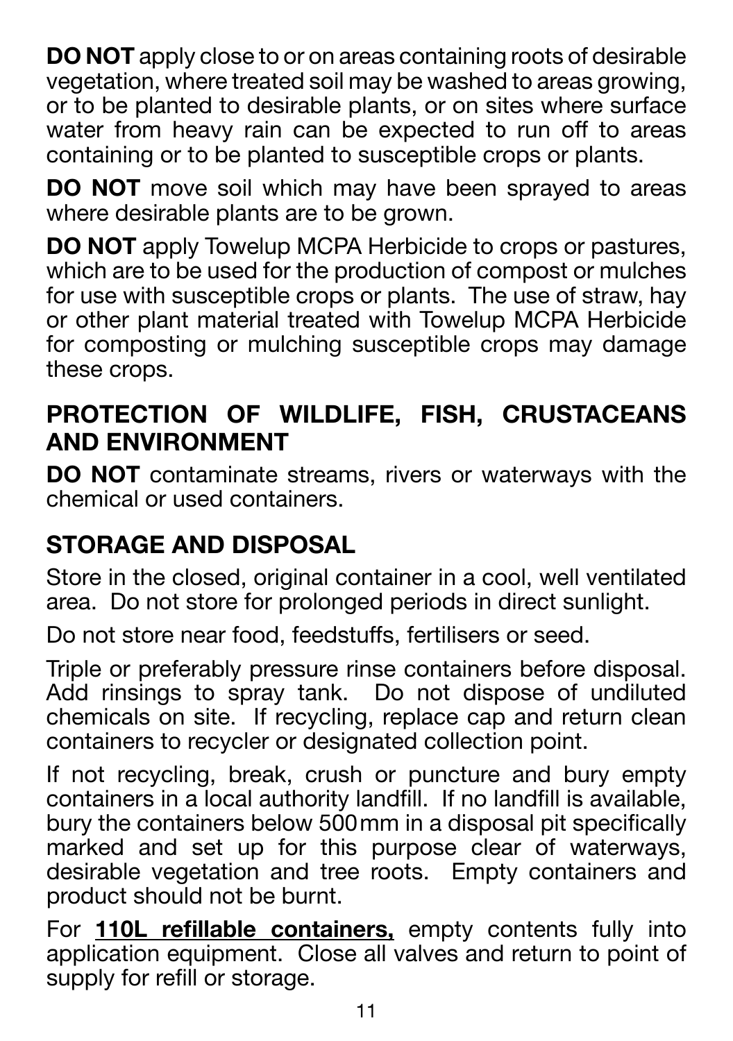**DO NOT** apply close to or on areas containing roots of desirable vegetation, where treated soil may be washed to areas growing, or to be planted to desirable plants, or on sites where surface water from heavy rain can be expected to run off to areas containing or to be planted to susceptible crops or plants.

**DO NOT** move soil which may have been sprayed to areas where desirable plants are to be grown.

**DO NOT** apply Towelup MCPA Herbicide to crops or pastures, which are to be used for the production of compost or mulches for use with susceptible crops or plants. The use of straw, hay or other plant material treated with Towelup MCPA Herbicide for composting or mulching susceptible crops may damage these crops.

## PROTECTION OF WILDLIFE, FISH, CRUSTACEANS AND ENVIRONMENT

**DO NOT** contaminate streams, rivers or waterways with the chemical or used containers.

## STORAGE AND DISPOSAL

Store in the closed, original container in a cool, well ventilated area. Do not store for prolonged periods in direct sunlight.

Do not store near food, feedstuffs, fertilisers or seed.

Triple or preferably pressure rinse containers before disposal. Add rinsings to spray tank. Do not dispose of undiluted chemicals on site. If recycling, replace cap and return clean containers to recycler or designated collection point.

If not recycling, break, crush or puncture and bury empty containers in a local authority landfill. If no landfill is available, bury the containers below 500 mm in a disposal pit specifically marked and set up for this purpose clear of waterways, desirable vegetation and tree roots. Empty containers and product should not be burnt.

For **110L refillable containers,** empty contents fully into application equipment. Close all valves and return to point of supply for refill or storage.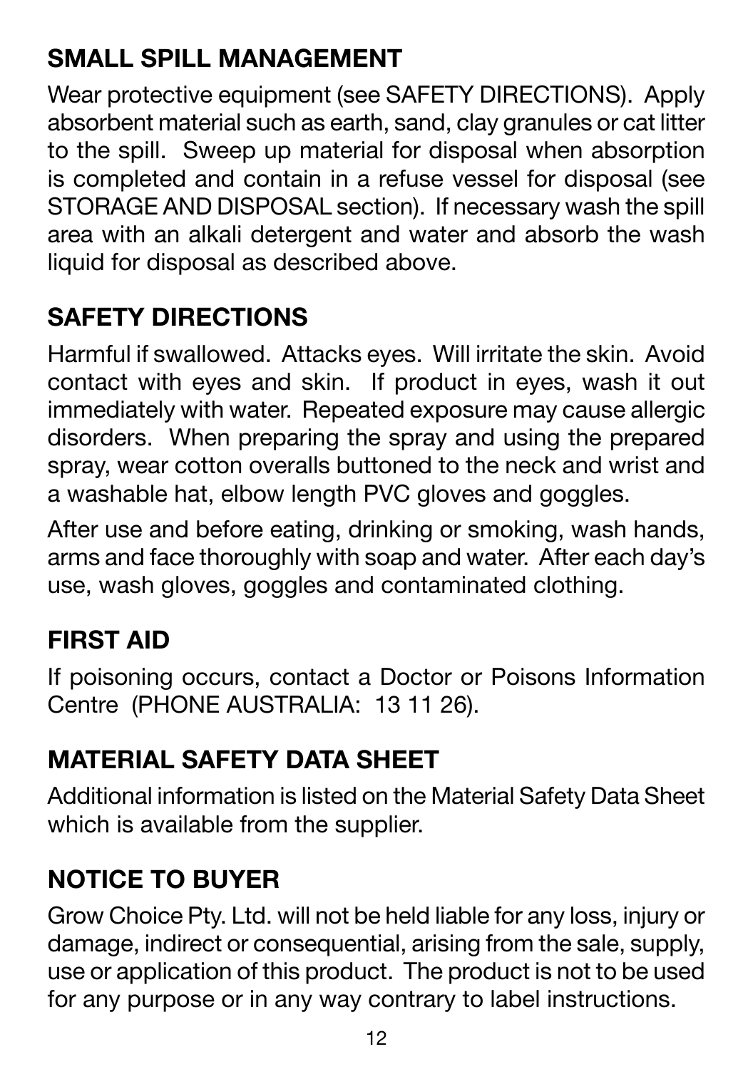## SMALL SPILL MANAGEMENT

Wear protective equipment (see SAFETY DIRECTIONS). Apply absorbent material such as earth, sand, clay granules or cat litter to the spill. Sweep up material for disposal when absorption is completed and contain in a refuse vessel for disposal (see STORAGE AND DISPOSAL section). If necessary wash the spill area with an alkali detergent and water and absorb the wash liquid for disposal as described above.

## SAFETY DIRECTIONS

Harmful if swallowed. Attacks eyes. Will irritate the skin. Avoid contact with eyes and skin. If product in eyes, wash it out immediately with water. Repeated exposure may cause allergic disorders. When preparing the spray and using the prepared spray, wear cotton overalls buttoned to the neck and wrist and a washable hat, elbow length PVC gloves and goggles.

After use and before eating, drinking or smoking, wash hands, arms and face thoroughly with soap and water. After each day's use, wash gloves, goggles and contaminated clothing.

## FIRST AID

If poisoning occurs, contact a Doctor or Poisons Information Centre (PHONE AUSTRALIA: 13 11 26).

## MATERIAL SAFETY DATA SHEET

Additional information is listed on the Material Safety Data Sheet which is available from the supplier.

## NOTICE TO BUYER

Grow Choice Pty. Ltd. will not be held liable for any loss, injury or damage, indirect or consequential, arising from the sale, supply, use or application of this product. The product is not to be used for any purpose or in any way contrary to label instructions.